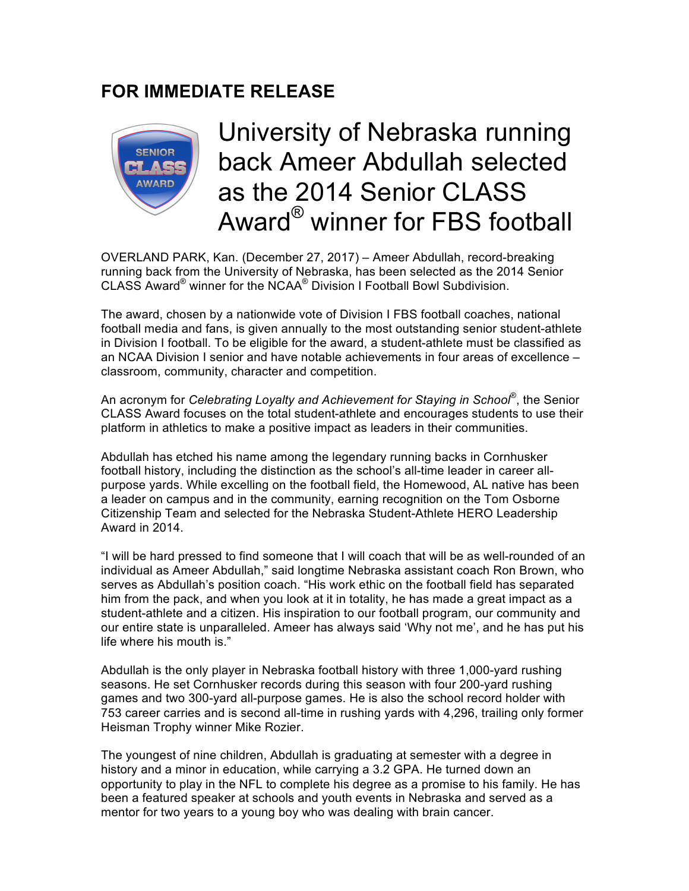## FOR IMMEDIATE RELEASE

# University of Nebraska running back Ameer Abdullah selected as the 2014 Senior CLASS Award® winner for FBS football

OVERLAND PARK, Kan. (December 27, 2017) – Ameer Abdullah, record-breaking running back from the University of Nebraska, has been selected as the 2014 Senior CLASS Award® winner for the NCAA® Division I Football Bowl Subdivision.

The award, chosen by a nationwide vote of Division I FBS football coaches, national football media and fans, is given annually to the most outstanding senior student-athlete in Division I football. To be eligible for the award, a student-athlete must be classified as an NCAA Division I senior and have notable achievements in four areas of excellence – classroom, community, character and competition.

An acronym for *Celebrating Loyalty and Achievement for Staying in School®*, the Senior CLASS Award focuses on the total student-athlete and encourages students to use their platform in athletics to make a positive impact as leaders in their communities.

Abdullah has etched his name among the legendary running backs in Cornhusker football history, including the distinction as the school's all-time leader in career all-purpose yards. While excelling on the football field, the Homewood, AL native has been a leader on campus and in the community, earning recognition on the Tom Osborne Citizenship Team and selected for the Nebraska Student-Athlete HERO Leadership Award in 2014.

"I will be hard pressed to find someone that I will coach that will be as well-rounded of an individual as Ameer Abdullah," said longtime Nebraska assistant coach Ron Brown, who serves as Abdullah's position coach. "His work ethic on the football field has separated him from the pack, and when you look at it in totality, he has made a great impact as a student-athlete and a citizen. His inspiration to our football program, our community and our entire state is unparalleled. Ameer has always said 'Why not me', and he has put his life where his mouth is."

Abdullah is the only player in Nebraska football history with three 1,000-yard rushing seasons. He set Cornhusker records during this season with four 200-yard rushing games and two 300-yard all-purpose games. He is also the school record holder with 753 career carries and is second all-time in rushing yards with 4,296, trailing only former Heisman Trophy winner Mike Rozier.

The youngest of nine children, Abdullah is graduating at semester with a degree in history and a minor in education, while carrying a 3.2 GPA. He turned down an opportunity to play in the NFL to complete his degree as a promise to his family. He has been a featured speaker at schools and youth events in Nebraska and served as a mentor for two years to a young boy who was dealing with brain cancer.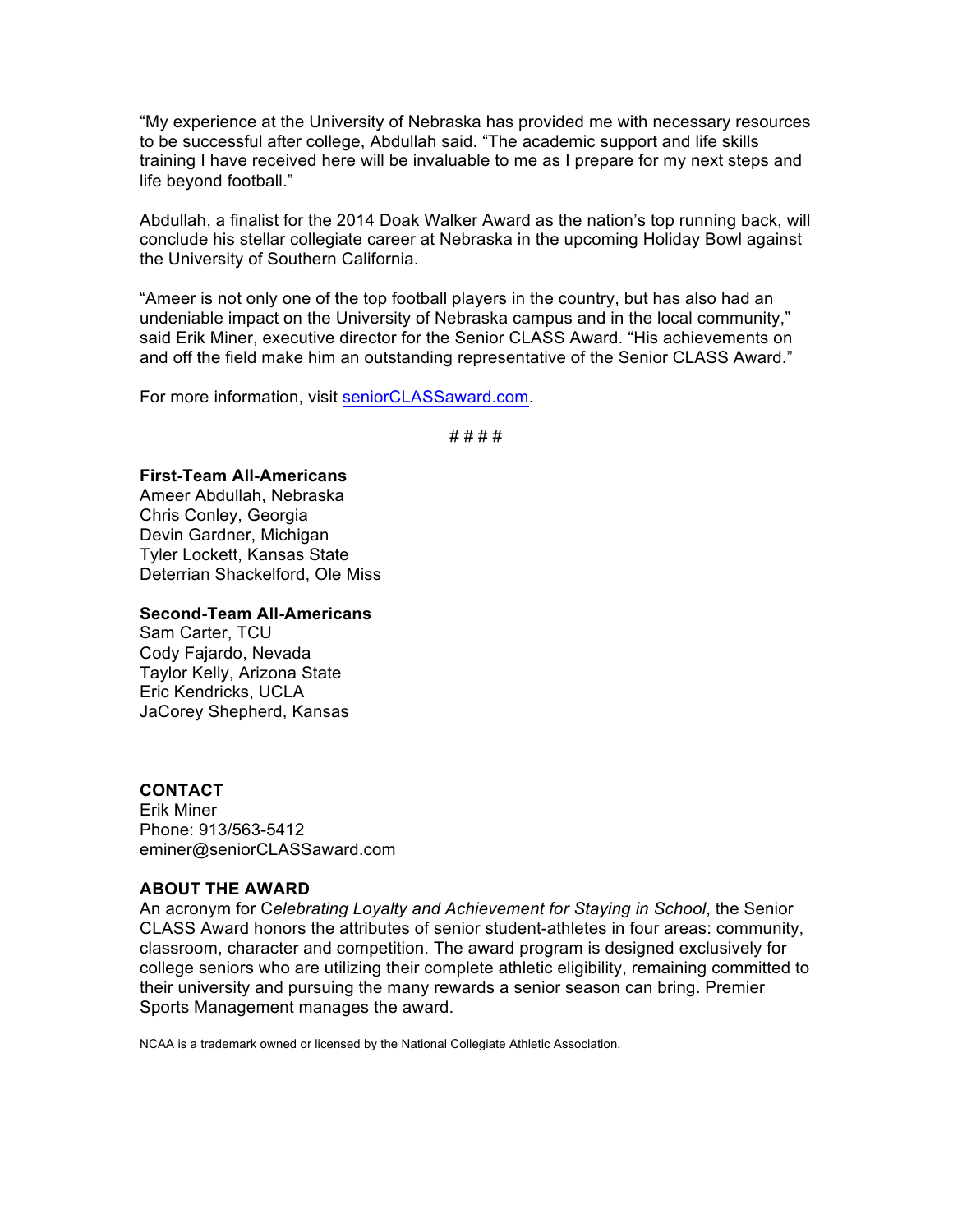"My experience at the University of Nebraska has provided me with necessary resources to be successful after college, Abdullah said. "The academic support and life skills training I have received here will be invaluable to me as I prepare for my next steps and life beyond football."

Abdullah, a finalist for the 2014 Doak Walker Award as the nation's top running back, will conclude his stellar collegiate career at Nebraska in the upcoming Holiday Bowl against the University of Southern California.

"Ameer is not only one of the top football players in the country, but has also had an undeniable impact on the University of Nebraska campus and in the local community," said Erik Miner, executive director for the Senior CLASS Award. "His achievements on and off the field make him an outstanding representative of the Senior CLASS Award."

For more information, visit [seniorCLASSaward.com](http://seniorCLASSaward.com).

# # # #

**First-Team All-Americans**
Ameer Abdullah, Nebraska
Chris Conley, Georgia
Devin Gardner, Michigan
Tyler Lockett, Kansas State
Deterrian Shackelford, Ole Miss

**Second-Team All-Americans**
Sam Carter, TCU
Cody Fajardo, Nevada
Taylor Kelly, Arizona State
Eric Kendricks, UCLA
JaCorey Shepherd, Kansas

**CONTACT**
Erik Miner
Phone: 913/563-5412
eminer@seniorCLASSaward.com

**ABOUT THE AWARD**
An acronym for C*elebrating Loyalty and Achievement for Staying in School*, the Senior CLASS Award honors the attributes of senior student-athletes in four areas: community, classroom, character and competition. The award program is designed exclusively for college seniors who are utilizing their complete athletic eligibility, remaining committed to their university and pursuing the many rewards a senior season can bring. Premier Sports Management manages the award.

NCAA is a trademark owned or licensed by the National Collegiate Athletic Association.